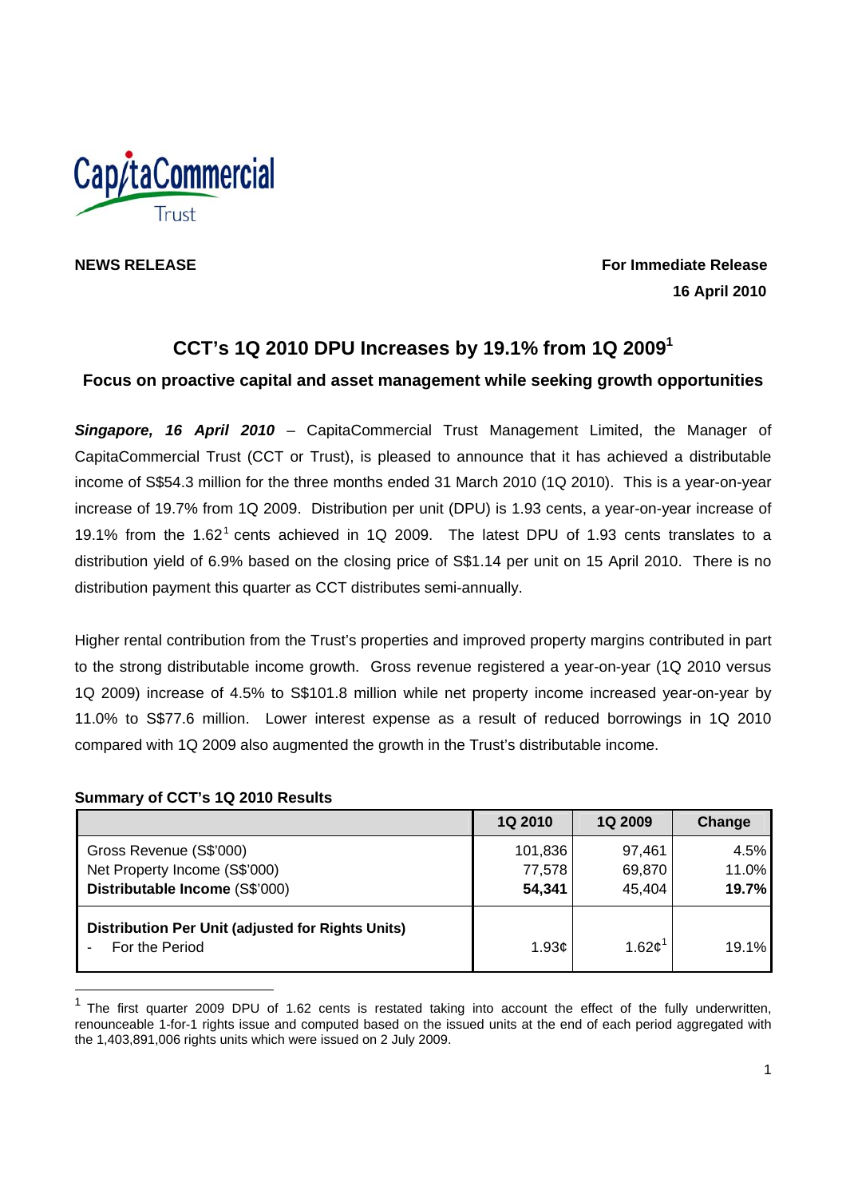**NEWS RELEASE**

**For Immediate Release**
**16 April 2010**

# CCT's 1Q 2010 DPU Increases by 19.1% from 1Q 2009[1]

## Focus on proactive capital and asset management while seeking growth opportunities

***Singapore, 16 April 2010*** – CapitaCommercial Trust Management Limited, the Manager of CapitaCommercial Trust (CCT or Trust), is pleased to announce that it has achieved a distributable income of S$54.3 million for the three months ended 31 March 2010 (1Q 2010). This is a year-on-year increase of 19.7% from 1Q 2009. Distribution per unit (DPU) is 1.93 cents, a year-on-year increase of 19.1% from the 1.62[1] cents achieved in 1Q 2009. The latest DPU of 1.93 cents translates to a distribution yield of 6.9% based on the closing price of S$1.14 per unit on 15 April 2010. There is no distribution payment this quarter as CCT distributes semi-annually.

Higher rental contribution from the Trust's properties and improved property margins contributed in part to the strong distributable income growth. Gross revenue registered a year-on-year (1Q 2010 versus 1Q 2009) increase of 4.5% to S$101.8 million while net property income increased year-on-year by 11.0% to S$77.6 million. Lower interest expense as a result of reduced borrowings in 1Q 2010 compared with 1Q 2009 also augmented the growth in the Trust's distributable income.

**Summary of CCT's 1Q 2010 Results**

| | 1Q 2010 | 1Q 2009 | Change |
|---|---|---|---|
| Gross Revenue (S$'000) | 101,836 | 97,461 | 4.5% |
| Net Property Income (S$'000) | 77,578 | 69,870 | 11.0% |
| **Distributable Income** (S$'000) | **54,341** | 45,404 | **19.7%** |
| **Distribution Per Unit (adjusted for Rights Units)** - For the Period | 1.93¢ | 1.62¢[1] | 19.1% |

[1] The first quarter 2009 DPU of 1.62 cents is restated taking into account the effect of the fully underwritten, renounceable 1-for-1 rights issue and computed based on the issued units at the end of each period aggregated with the 1,403,891,006 rights units which were issued on 2 July 2009.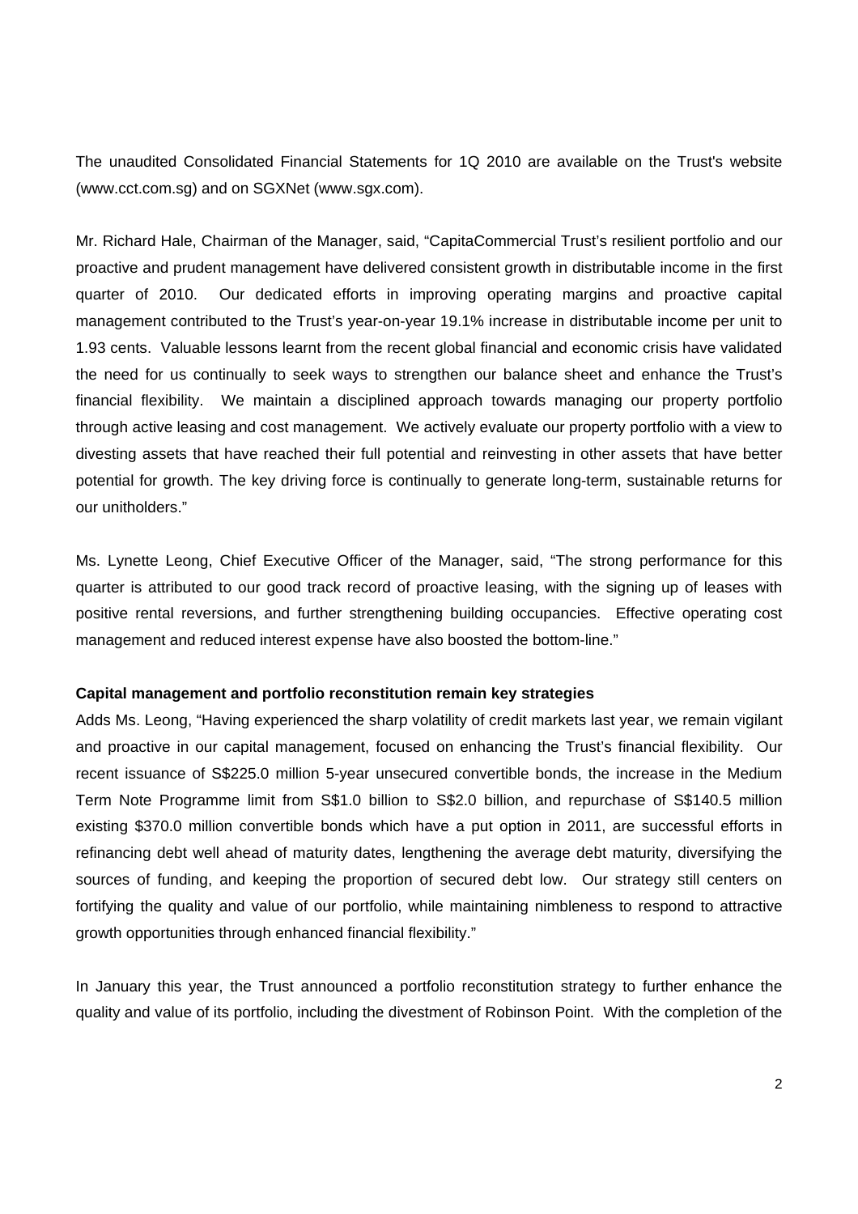The unaudited Consolidated Financial Statements for 1Q 2010 are available on the Trust's website (www.cct.com.sg) and on SGXNet (www.sgx.com).

Mr. Richard Hale, Chairman of the Manager, said, "CapitaCommercial Trust's resilient portfolio and our proactive and prudent management have delivered consistent growth in distributable income in the first quarter of 2010. Our dedicated efforts in improving operating margins and proactive capital management contributed to the Trust's year-on-year 19.1% increase in distributable income per unit to 1.93 cents. Valuable lessons learnt from the recent global financial and economic crisis have validated the need for us continually to seek ways to strengthen our balance sheet and enhance the Trust's financial flexibility. We maintain a disciplined approach towards managing our property portfolio through active leasing and cost management. We actively evaluate our property portfolio with a view to divesting assets that have reached their full potential and reinvesting in other assets that have better potential for growth. The key driving force is continually to generate long-term, sustainable returns for our unitholders."

Ms. Lynette Leong, Chief Executive Officer of the Manager, said, "The strong performance for this quarter is attributed to our good track record of proactive leasing, with the signing up of leases with positive rental reversions, and further strengthening building occupancies. Effective operating cost management and reduced interest expense have also boosted the bottom-line."

**Capital management and portfolio reconstitution remain key strategies**

Adds Ms. Leong, "Having experienced the sharp volatility of credit markets last year, we remain vigilant and proactive in our capital management, focused on enhancing the Trust's financial flexibility. Our recent issuance of S$225.0 million 5-year unsecured convertible bonds, the increase in the Medium Term Note Programme limit from S$1.0 billion to S$2.0 billion, and repurchase of S$140.5 million existing $370.0 million convertible bonds which have a put option in 2011, are successful efforts in refinancing debt well ahead of maturity dates, lengthening the average debt maturity, diversifying the sources of funding, and keeping the proportion of secured debt low. Our strategy still centers on fortifying the quality and value of our portfolio, while maintaining nimbleness to respond to attractive growth opportunities through enhanced financial flexibility."

In January this year, the Trust announced a portfolio reconstitution strategy to further enhance the quality and value of its portfolio, including the divestment of Robinson Point. With the completion of the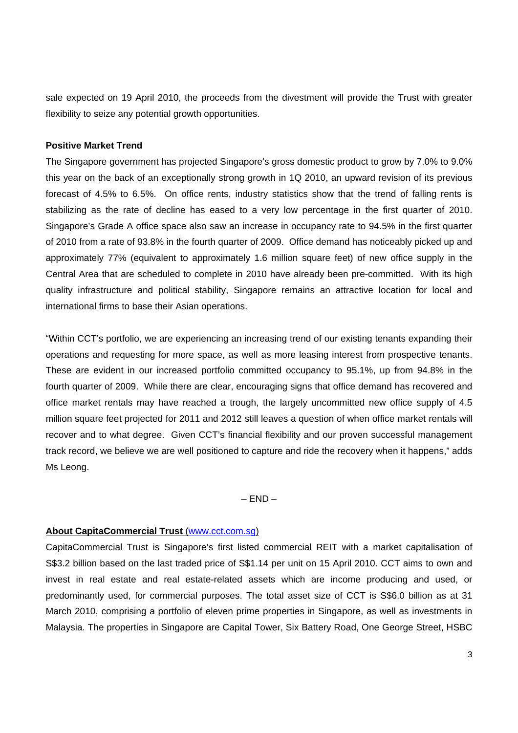sale expected on 19 April 2010, the proceeds from the divestment will provide the Trust with greater flexibility to seize any potential growth opportunities.

**Positive Market Trend**

The Singapore government has projected Singapore's gross domestic product to grow by 7.0% to 9.0% this year on the back of an exceptionally strong growth in 1Q 2010, an upward revision of its previous forecast of 4.5% to 6.5%. On office rents, industry statistics show that the trend of falling rents is stabilizing as the rate of decline has eased to a very low percentage in the first quarter of 2010. Singapore's Grade A office space also saw an increase in occupancy rate to 94.5% in the first quarter of 2010 from a rate of 93.8% in the fourth quarter of 2009. Office demand has noticeably picked up and approximately 77% (equivalent to approximately 1.6 million square feet) of new office supply in the Central Area that are scheduled to complete in 2010 have already been pre-committed. With its high quality infrastructure and political stability, Singapore remains an attractive location for local and international firms to base their Asian operations.

"Within CCT's portfolio, we are experiencing an increasing trend of our existing tenants expanding their operations and requesting for more space, as well as more leasing interest from prospective tenants. These are evident in our increased portfolio committed occupancy to 95.1%, up from 94.8% in the fourth quarter of 2009. While there are clear, encouraging signs that office demand has recovered and office market rentals may have reached a trough, the largely uncommitted new office supply of 4.5 million square feet projected for 2011 and 2012 still leaves a question of when office market rentals will recover and to what degree. Given CCT's financial flexibility and our proven successful management track record, we believe we are well positioned to capture and ride the recovery when it happens," adds Ms Leong.

– END –

**About CapitaCommercial Trust** (www.cct.com.sg)

CapitaCommercial Trust is Singapore's first listed commercial REIT with a market capitalisation of S$3.2 billion based on the last traded price of S$1.14 per unit on 15 April 2010. CCT aims to own and invest in real estate and real estate-related assets which are income producing and used, or predominantly used, for commercial purposes. The total asset size of CCT is S$6.0 billion as at 31 March 2010, comprising a portfolio of eleven prime properties in Singapore, as well as investments in Malaysia. The properties in Singapore are Capital Tower, Six Battery Road, One George Street, HSBC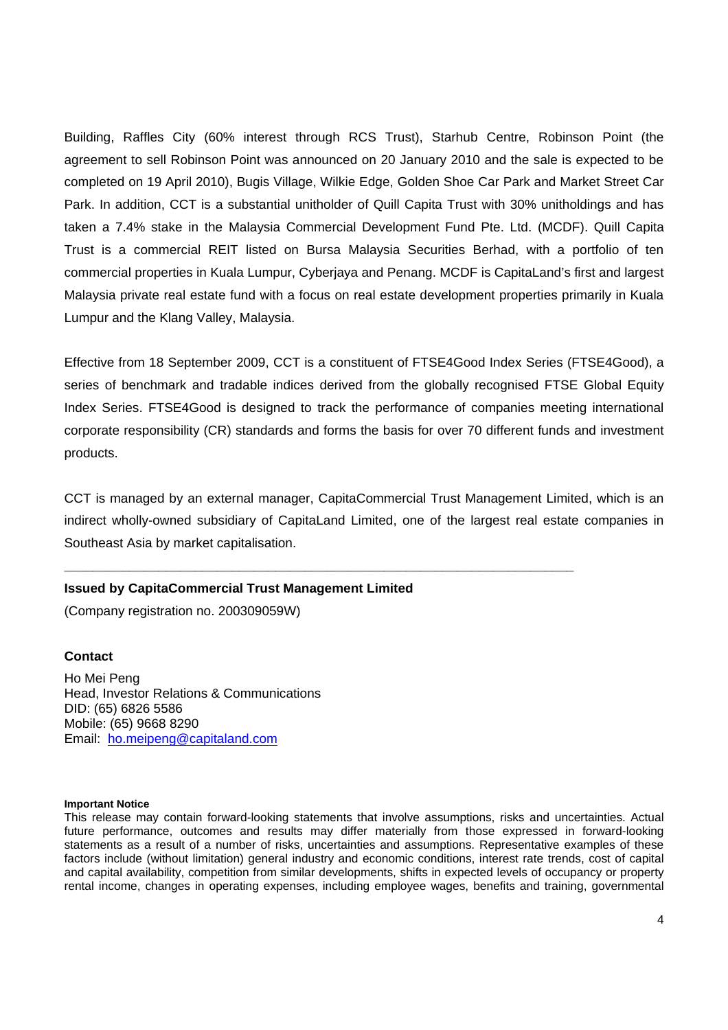Building, Raffles City (60% interest through RCS Trust), Starhub Centre, Robinson Point (the agreement to sell Robinson Point was announced on 20 January 2010 and the sale is expected to be completed on 19 April 2010), Bugis Village, Wilkie Edge, Golden Shoe Car Park and Market Street Car Park. In addition, CCT is a substantial unitholder of Quill Capita Trust with 30% unitholdings and has taken a 7.4% stake in the Malaysia Commercial Development Fund Pte. Ltd. (MCDF). Quill Capita Trust is a commercial REIT listed on Bursa Malaysia Securities Berhad, with a portfolio of ten commercial properties in Kuala Lumpur, Cyberjaya and Penang. MCDF is CapitaLand's first and largest Malaysia private real estate fund with a focus on real estate development properties primarily in Kuala Lumpur and the Klang Valley, Malaysia.

Effective from 18 September 2009, CCT is a constituent of FTSE4Good Index Series (FTSE4Good), a series of benchmark and tradable indices derived from the globally recognised FTSE Global Equity Index Series. FTSE4Good is designed to track the performance of companies meeting international corporate responsibility (CR) standards and forms the basis for over 70 different funds and investment products.

CCT is managed by an external manager, CapitaCommercial Trust Management Limited, which is an indirect wholly-owned subsidiary of CapitaLand Limited, one of the largest real estate companies in Southeast Asia by market capitalisation.

---

**Issued by CapitaCommercial Trust Management Limited**

(Company registration no. 200309059W)

**Contact**

Ho Mei Peng
Head, Investor Relations & Communications
DID: (65) 6826 5586
Mobile: (65) 9668 8290
Email: ho.meipeng@capitaland.com

**Important Notice**

This release may contain forward-looking statements that involve assumptions, risks and uncertainties. Actual future performance, outcomes and results may differ materially from those expressed in forward-looking statements as a result of a number of risks, uncertainties and assumptions. Representative examples of these factors include (without limitation) general industry and economic conditions, interest rate trends, cost of capital and capital availability, competition from similar developments, shifts in expected levels of occupancy or property rental income, changes in operating expenses, including employee wages, benefits and training, governmental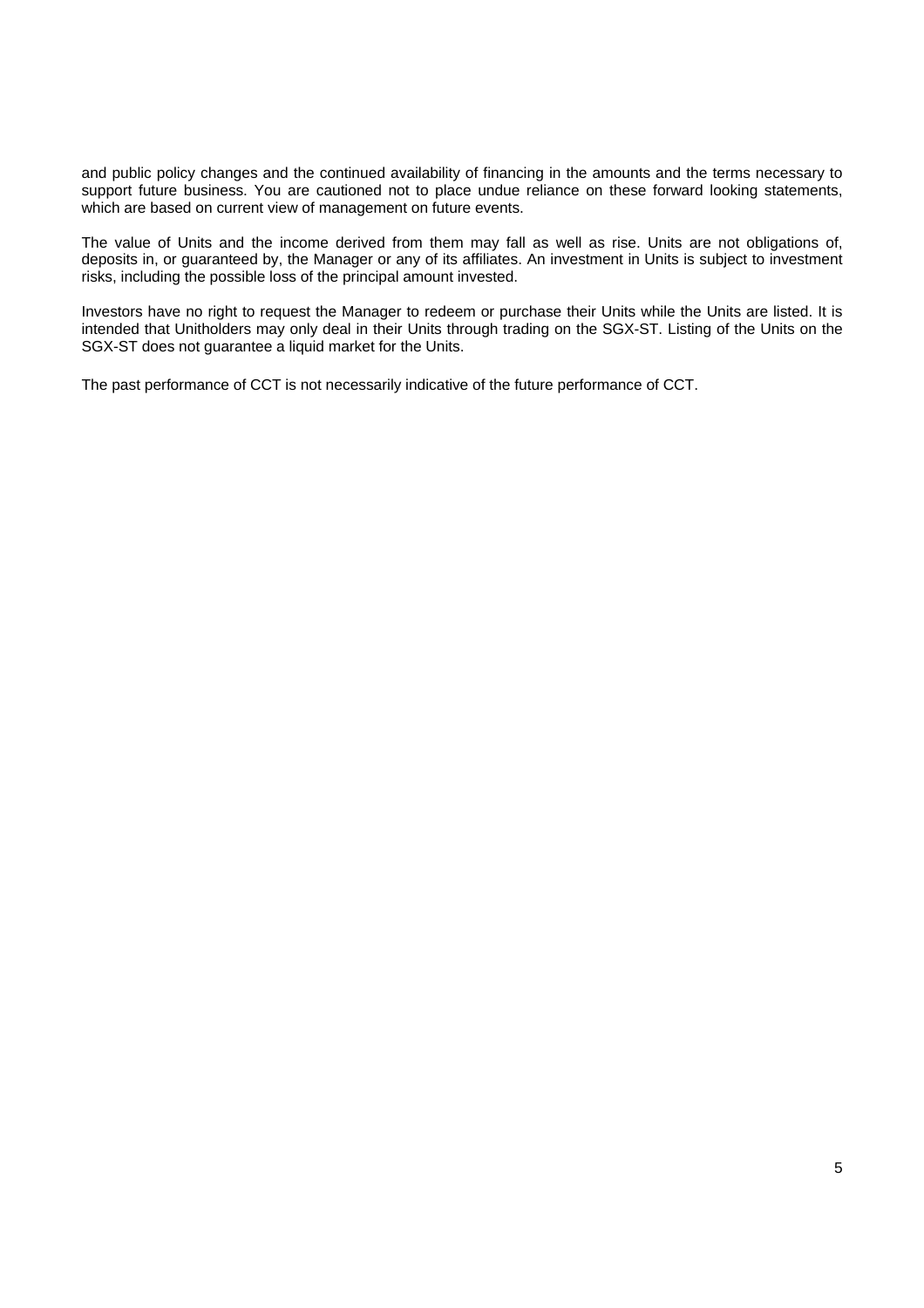and public policy changes and the continued availability of financing in the amounts and the terms necessary to support future business. You are cautioned not to place undue reliance on these forward looking statements, which are based on current view of management on future events.

The value of Units and the income derived from them may fall as well as rise. Units are not obligations of, deposits in, or guaranteed by, the Manager or any of its affiliates. An investment in Units is subject to investment risks, including the possible loss of the principal amount invested.

Investors have no right to request the Manager to redeem or purchase their Units while the Units are listed. It is intended that Unitholders may only deal in their Units through trading on the SGX-ST. Listing of the Units on the SGX-ST does not guarantee a liquid market for the Units.

The past performance of CCT is not necessarily indicative of the future performance of CCT.